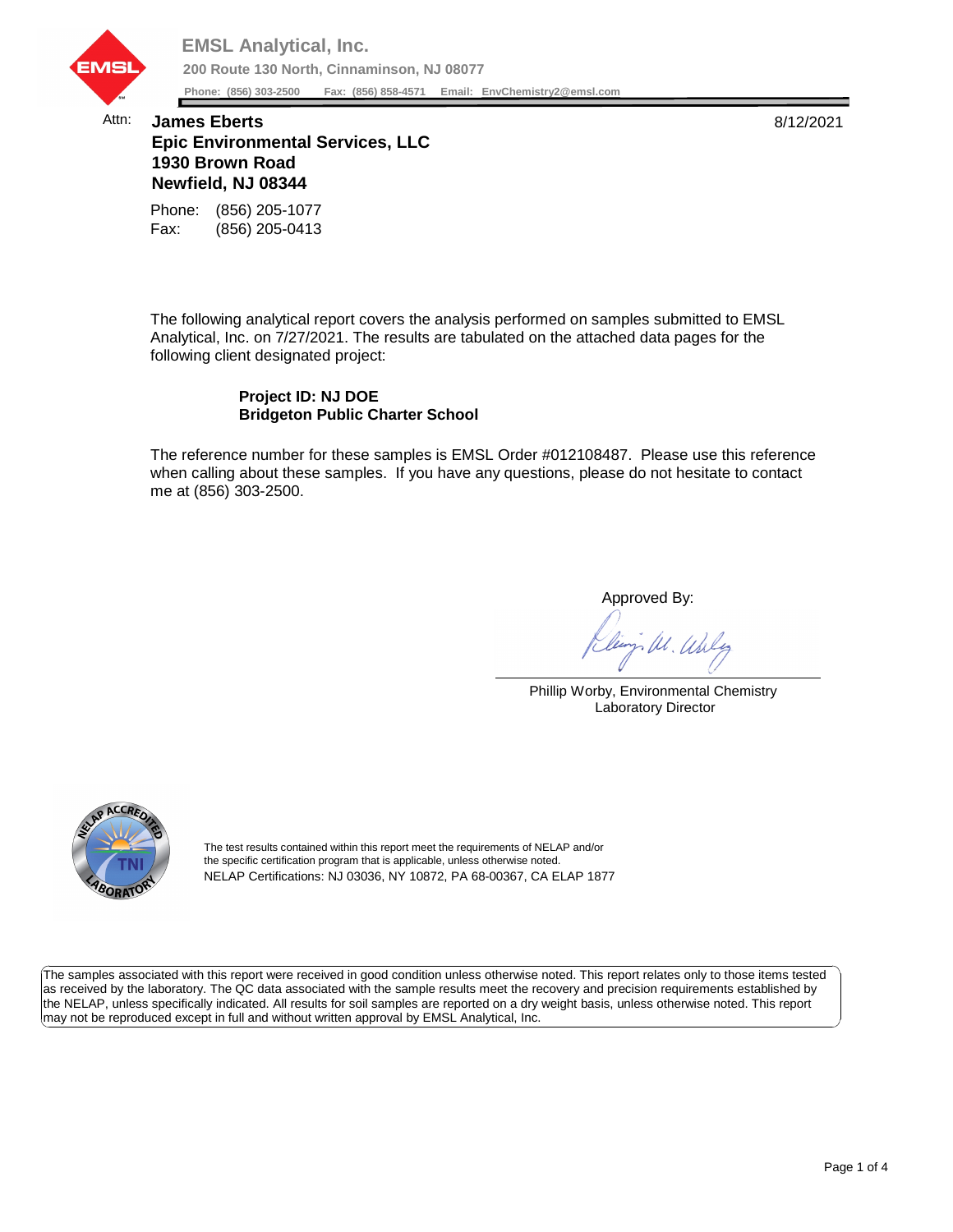**EMSL Analytical, Inc.**

**200 Route 130 North, Cinnaminson, NJ 08077**

**Phone: (856) 303-2500 Fax: (856) 858-4571 Email: EnvChemistry2@emsl.com**

Attn: **James Eberts**
**Epic Environmental Services, LLC**
**1930 Brown Road**
**Newfield, NJ 08344**

8/12/2021

Phone: (856) 205-1077
Fax: (856) 205-0413

The following analytical report covers the analysis performed on samples submitted to EMSL Analytical, Inc. on 7/27/2021. The results are tabulated on the attached data pages for the following client designated project:

**Project ID: NJ DOE**
**Bridgeton Public Charter School**

The reference number for these samples is EMSL Order #012108487. Please use this reference when calling about these samples. If you have any questions, please do not hesitate to contact me at (856) 303-2500.

Approved By:

Phillip Worby, Environmental Chemistry Laboratory Director

The test results contained within this report meet the requirements of NELAP and/or the specific certification program that is applicable, unless otherwise noted.
NELAP Certifications: NJ 03036, NY 10872, PA 68-00367, CA ELAP 1877

The samples associated with this report were received in good condition unless otherwise noted. This report relates only to those items tested as received by the laboratory. The QC data associated with the sample results meet the recovery and precision requirements established by the NELAP, unless specifically indicated. All results for soil samples are reported on a dry weight basis, unless otherwise noted. This report may not be reproduced except in full and without written approval by EMSL Analytical, Inc.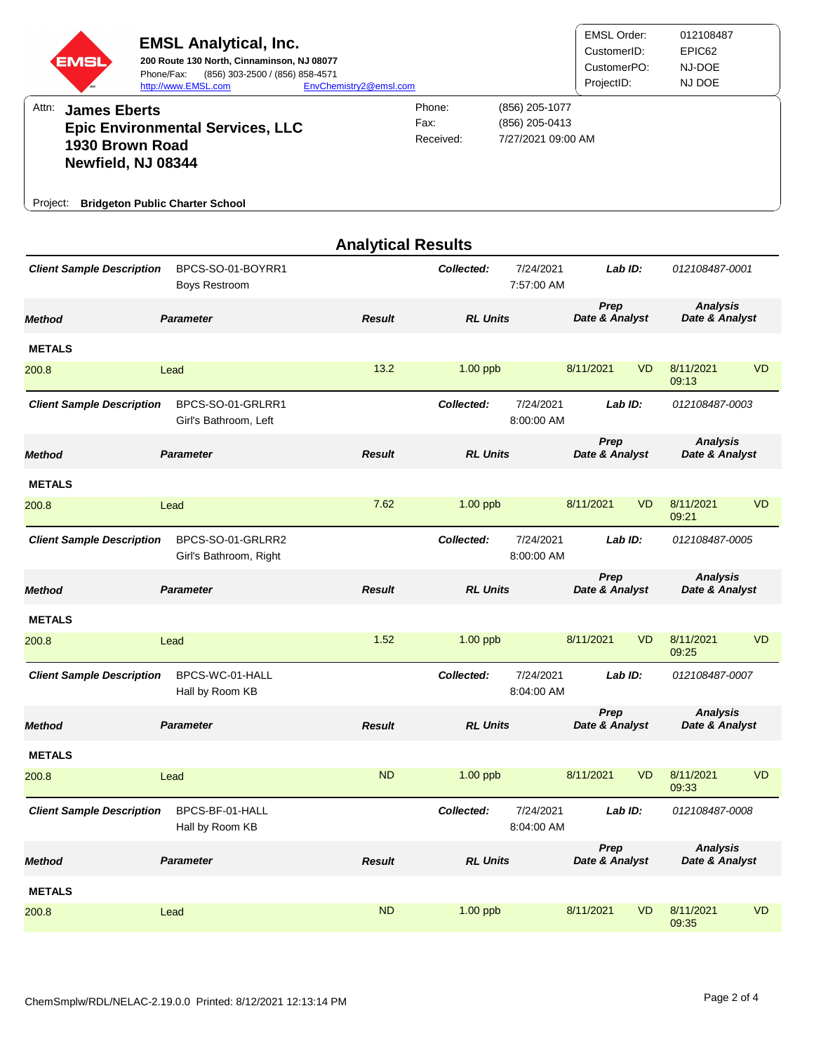**EMSL Analytical, Inc.**
**200 Route 130 North, Cinnaminson, NJ 08077**
Phone/Fax: (856) 303-2500 / (856) 858-4571
http://www.EMSL.com EnvChemistry2@emsl.com

| | |
|---|---|
| EMSL Order: | 012108487 |
| CustomerID: | EPIC62 |
| CustomerPO: | NJ-DOE |
| ProjectID: | NJ DOE |

Attn: **James Eberts**
**Epic Environmental Services, LLC**
**1930 Brown Road**
**Newfield, NJ 08344**

Phone: (856) 205-1077
Fax: (856) 205-0413
Received: 7/27/2021 09:00 AM

Project: **Bridgeton Public Charter School**

## Analytical Results

**Client Sample Description:** BPCS-SO-01-BOYRR1 — Boys Restroom
**Collected:** 7/24/2021 7:57:00 AM
**Lab ID:** 012108487-0001

| Method | Parameter | Result | RL Units | Prep Date & Analyst | | Analysis Date & Analyst | |
|---|---|---|---|---|---|---|---|
| **METALS** | | | | | | | |
| 200.8 | Lead | 13.2 | 1.00 ppb | 8/11/2021 | VD | 8/11/2021 09:13 | VD |

**Client Sample Description:** BPCS-SO-01-GRLRR1 — Girl's Bathroom, Left
**Collected:** 7/24/2021 8:00:00 AM
**Lab ID:** 012108487-0003

| Method | Parameter | Result | RL Units | Prep Date & Analyst | | Analysis Date & Analyst | |
|---|---|---|---|---|---|---|---|
| **METALS** | | | | | | | |
| 200.8 | Lead | 7.62 | 1.00 ppb | 8/11/2021 | VD | 8/11/2021 09:21 | VD |

**Client Sample Description:** BPCS-SO-01-GRLRR2 — Girl's Bathroom, Right
**Collected:** 7/24/2021 8:00:00 AM
**Lab ID:** 012108487-0005

| Method | Parameter | Result | RL Units | Prep Date & Analyst | | Analysis Date & Analyst | |
|---|---|---|---|---|---|---|---|
| **METALS** | | | | | | | |
| 200.8 | Lead | 1.52 | 1.00 ppb | 8/11/2021 | VD | 8/11/2021 09:25 | VD |

**Client Sample Description:** BPCS-WC-01-HALL — Hall by Room KB
**Collected:** 7/24/2021 8:04:00 AM
**Lab ID:** 012108487-0007

| Method | Parameter | Result | RL Units | Prep Date & Analyst | | Analysis Date & Analyst | |
|---|---|---|---|---|---|---|---|
| **METALS** | | | | | | | |
| 200.8 | Lead | ND | 1.00 ppb | 8/11/2021 | VD | 8/11/2021 09:33 | VD |

**Client Sample Description:** BPCS-BF-01-HALL — Hall by Room KB
**Collected:** 7/24/2021 8:04:00 AM
**Lab ID:** 012108487-0008

| Method | Parameter | Result | RL Units | Prep Date & Analyst | | Analysis Date & Analyst | |
|---|---|---|---|---|---|---|---|
| **METALS** | | | | | | | |
| 200.8 | Lead | ND | 1.00 ppb | 8/11/2021 | VD | 8/11/2021 09:35 | VD |

ChemSmplw/RDL/NELAC-2.19.0.0 Printed: 8/12/2021 12:13:14 PM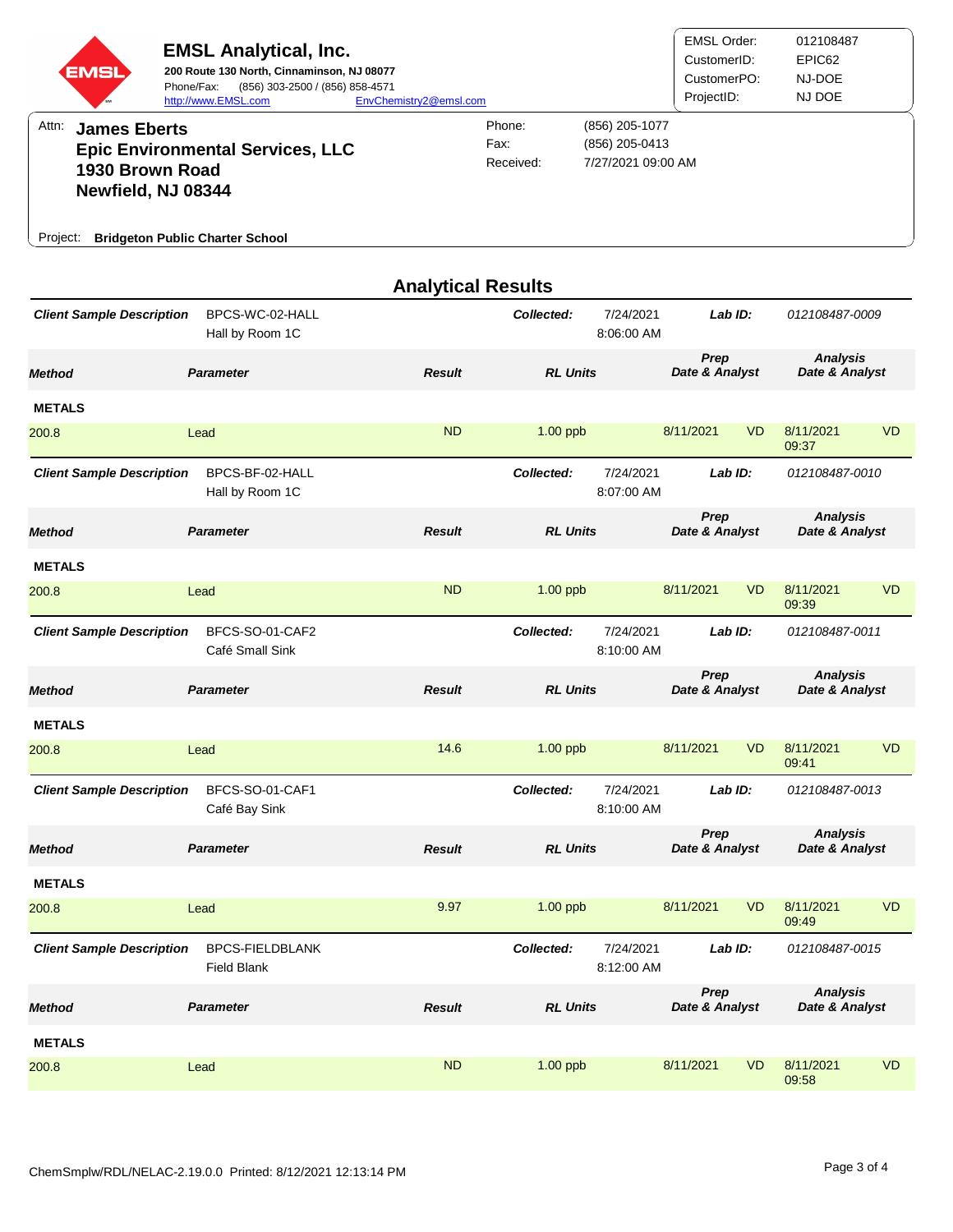# EMSL Analytical, Inc.

**200 Route 130 North, Cinnaminson, NJ 08077**
Phone/Fax: (856) 303-2500 / (856) 858-4571
http://www.EMSL.com EnvChemistry2@emsl.com

| | |
|---|---|
| EMSL Order: | 012108487 |
| CustomerID: | EPIC62 |
| CustomerPO: | NJ-DOE |
| ProjectID: | NJ DOE |

Attn: **James Eberts**
**Epic Environmental Services, LLC**
**1930 Brown Road**
**Newfield, NJ 08344**

| | |
|---|---|
| Phone: | (856) 205-1077 |
| Fax: | (856) 205-0413 |
| Received: | 7/27/2021 09:00 AM |

Project: **Bridgeton Public Charter School**

## Analytical Results

**Client Sample Description:** BPCS-WC-02-HALL, Hall by Room 1C
**Collected:** 7/24/2021 8:06:00 AM
**Lab ID:** 012108487-0009

| Method | Parameter | Result | RL Units | Prep Date & Analyst | | Analysis Date & Analyst | |
|---|---|---|---|---|---|---|---|
| **METALS** | | | | | | | |
| 200.8 | Lead | ND | 1.00 ppb | 8/11/2021 | VD | 8/11/2021 09:37 | VD |

**Client Sample Description:** BPCS-BF-02-HALL, Hall by Room 1C
**Collected:** 7/24/2021 8:07:00 AM
**Lab ID:** 012108487-0010

| Method | Parameter | Result | RL Units | Prep Date & Analyst | | Analysis Date & Analyst | |
|---|---|---|---|---|---|---|---|
| **METALS** | | | | | | | |
| 200.8 | Lead | ND | 1.00 ppb | 8/11/2021 | VD | 8/11/2021 09:39 | VD |

**Client Sample Description:** BFCS-SO-01-CAF2, Café Small Sink
**Collected:** 7/24/2021 8:10:00 AM
**Lab ID:** 012108487-0011

| Method | Parameter | Result | RL Units | Prep Date & Analyst | | Analysis Date & Analyst | |
|---|---|---|---|---|---|---|---|
| **METALS** | | | | | | | |
| 200.8 | Lead | 14.6 | 1.00 ppb | 8/11/2021 | VD | 8/11/2021 09:41 | VD |

**Client Sample Description:** BFCS-SO-01-CAF1, Café Bay Sink
**Collected:** 7/24/2021 8:10:00 AM
**Lab ID:** 012108487-0013

| Method | Parameter | Result | RL Units | Prep Date & Analyst | | Analysis Date & Analyst | |
|---|---|---|---|---|---|---|---|
| **METALS** | | | | | | | |
| 200.8 | Lead | 9.97 | 1.00 ppb | 8/11/2021 | VD | 8/11/2021 09:49 | VD |

**Client Sample Description:** BPCS-FIELDBLANK, Field Blank
**Collected:** 7/24/2021 8:12:00 AM
**Lab ID:** 012108487-0015

| Method | Parameter | Result | RL Units | Prep Date & Analyst | | Analysis Date & Analyst | |
|---|---|---|---|---|---|---|---|
| **METALS** | | | | | | | |
| 200.8 | Lead | ND | 1.00 ppb | 8/11/2021 | VD | 8/11/2021 09:58 | VD |

ChemSmplw/RDL/NELAC-2.19.0.0 Printed: 8/12/2021 12:13:14 PM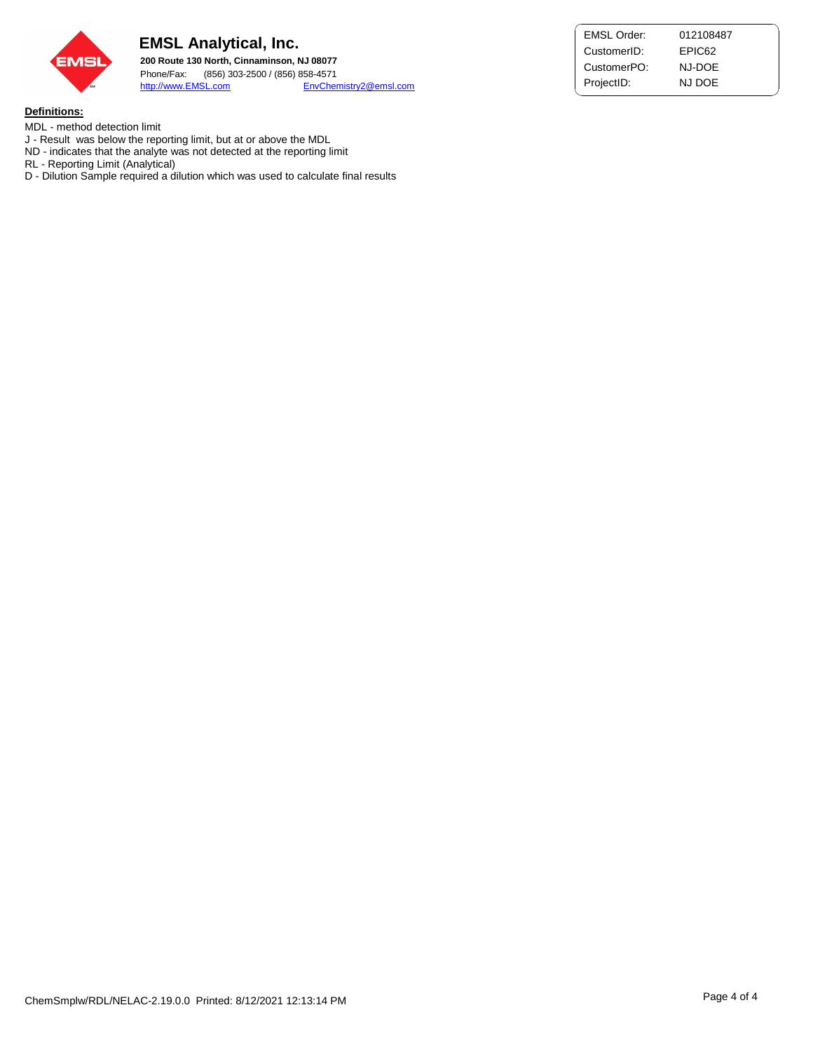**EMSL Analytical, Inc.**

**200 Route 130 North, Cinnaminson, NJ 08077**
Phone/Fax: (856) 303-2500 / (856) 858-4571
http://www.EMSL.com EnvChemistry2@emsl.com

| | |
|---|---|
| EMSL Order: | 012108487 |
| CustomerID: | EPIC62 |
| CustomerPO: | NJ-DOE |
| ProjectID: | NJ DOE |

**Definitions:**

MDL - method detection limit
J - Result was below the reporting limit, but at or above the MDL
ND - indicates that the analyte was not detected at the reporting limit
RL - Reporting Limit (Analytical)
D - Dilution Sample required a dilution which was used to calculate final results

ChemSmplw/RDL/NELAC-2.19.0.0 Printed: 8/12/2021 12:13:14 PM